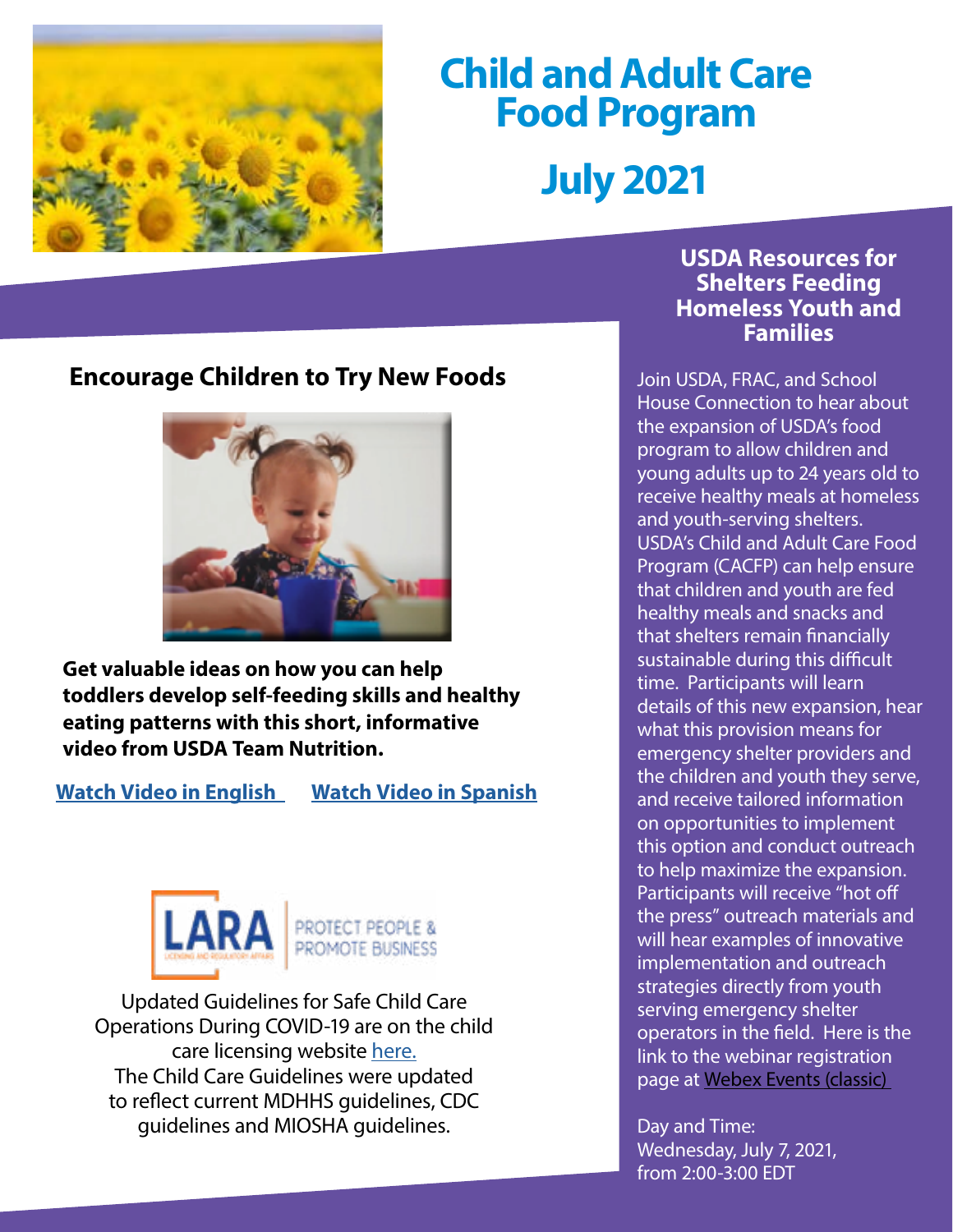# Child and Adult Care Food Program

# July 2021

## Encourage Children to Try New Foods

**Get valuable ideas on how you can help toddlers develop self-feeding skills and healthy eating patterns with this short, informative video from USDA Team Nutrition.**

**Watch Video in English** **Watch Video in Spanish**

LARA PROTECT PEOPLE & PROMOTE BUSINESS

Updated Guidelines for Safe Child Care Operations During COVID-19 are on the child care licensing website here.
The Child Care Guidelines were updated to reflect current MDHHS guidelines, CDC guidelines and MIOSHA guidelines.

## USDA Resources for Shelters Feeding Homeless Youth and Families

Join USDA, FRAC, and School House Connection to hear about the expansion of USDA's food program to allow children and young adults up to 24 years old to receive healthy meals at homeless and youth-serving shelters. USDA's Child and Adult Care Food Program (CACFP) can help ensure that children and youth are fed healthy meals and snacks and that shelters remain financially sustainable during this difficult time. Participants will learn details of this new expansion, hear what this provision means for emergency shelter providers and the children and youth they serve, and receive tailored information on opportunities to implement this option and conduct outreach to help maximize the expansion. Participants will receive "hot off the press" outreach materials and will hear examples of innovative implementation and outreach strategies directly from youth serving emergency shelter operators in the field. Here is the link to the webinar registration page at Webex Events (classic)

Day and Time:
Wednesday, July 7, 2021, from 2:00-3:00 EDT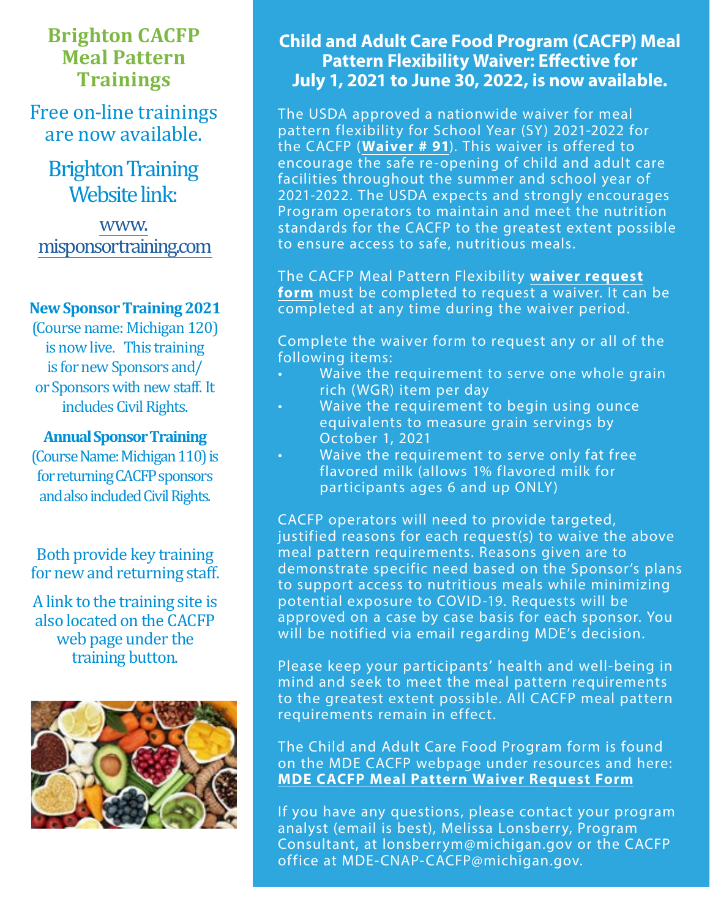## Brighton CACFP Meal Pattern Trainings

Free on-line trainings are now available.

Brighton Training Website link:

www.misponsortraining.com

**New Sponsor Training 2021** (Course name: Michigan 120) is now live. This training is for new Sponsors and/or Sponsors with new staff. It includes Civil Rights.

**Annual Sponsor Training** (Course Name: Michigan 110) is for returning CACFP sponsors and also included Civil Rights.

Both provide key training for new and returning staff.

A link to the training site is also located on the CACFP web page under the training button.

## Child and Adult Care Food Program (CACFP) Meal Pattern Flexibility Waiver: Effective for July 1, 2021 to June 30, 2022, is now available.

The USDA approved a nationwide waiver for meal pattern flexibility for School Year (SY) 2021-2022 for the CACFP (**Waiver # 91**). This waiver is offered to encourage the safe re-opening of child and adult care facilities throughout the summer and school year of 2021-2022. The USDA expects and strongly encourages Program operators to maintain and meet the nutrition standards for the CACFP to the greatest extent possible to ensure access to safe, nutritious meals.

The CACFP Meal Pattern Flexibility **waiver request form** must be completed to request a waiver. It can be completed at any time during the waiver period.

Complete the waiver form to request any or all of the following items:

- Waive the requirement to serve one whole grain rich (WGR) item per day
- Waive the requirement to begin using ounce equivalents to measure grain servings by October 1, 2021
- Waive the requirement to serve only fat free flavored milk (allows 1% flavored milk for participants ages 6 and up ONLY)

CACFP operators will need to provide targeted, justified reasons for each request(s) to waive the above meal pattern requirements. Reasons given are to demonstrate specific need based on the Sponsor's plans to support access to nutritious meals while minimizing potential exposure to COVID-19. Requests will be approved on a case by case basis for each sponsor. You will be notified via email regarding MDE's decision.

Please keep your participants' health and well-being in mind and seek to meet the meal pattern requirements to the greatest extent possible. All CACFP meal pattern requirements remain in effect.

The Child and Adult Care Food Program form is found on the MDE CACFP webpage under resources and here: **MDE CACFP Meal Pattern Waiver Request Form**

If you have any questions, please contact your program analyst (email is best), Melissa Lonsberry, Program Consultant, at lonsberrym@michigan.gov or the CACFP office at MDE-CNAP-CACFP@michigan.gov.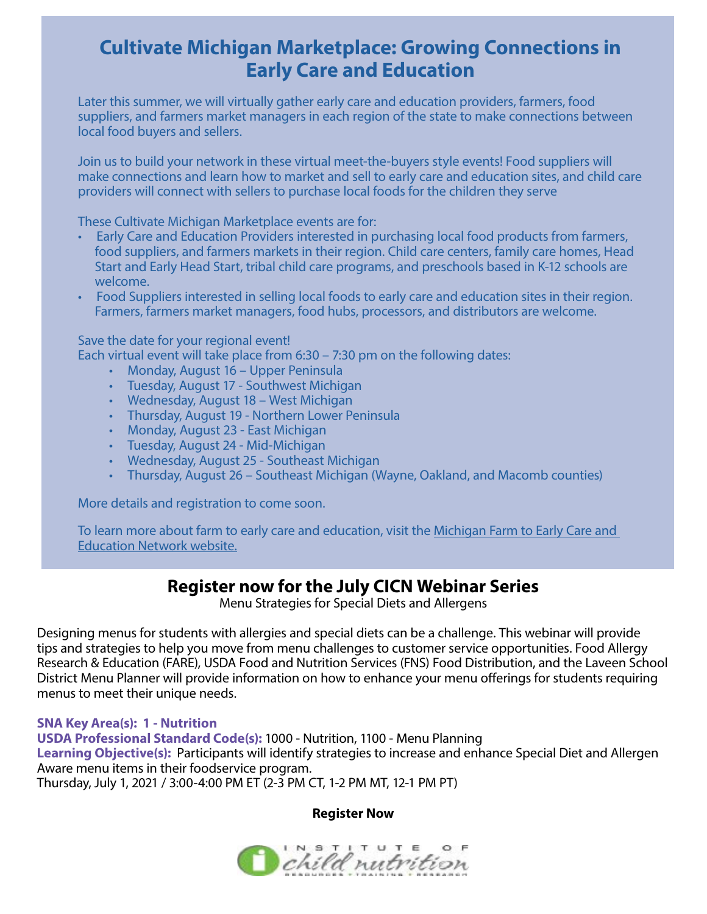## Cultivate Michigan Marketplace: Growing Connections in Early Care and Education

Later this summer, we will virtually gather early care and education providers, farmers, food suppliers, and farmers market managers in each region of the state to make connections between local food buyers and sellers.

Join us to build your network in these virtual meet-the-buyers style events! Food suppliers will make connections and learn how to market and sell to early care and education sites, and child care providers will connect with sellers to purchase local foods for the children they serve

These Cultivate Michigan Marketplace events are for:

- Early Care and Education Providers interested in purchasing local food products from farmers, food suppliers, and farmers markets in their region. Child care centers, family care homes, Head Start and Early Head Start, tribal child care programs, and preschools based in K-12 schools are welcome.
- Food Suppliers interested in selling local foods to early care and education sites in their region. Farmers, farmers market managers, food hubs, processors, and distributors are welcome.

Save the date for your regional event!
Each virtual event will take place from 6:30 – 7:30 pm on the following dates:

- Monday, August 16 – Upper Peninsula
- Tuesday, August 17 - Southwest Michigan
- Wednesday, August 18 – West Michigan
- Thursday, August 19 - Northern Lower Peninsula
- Monday, August 23 - East Michigan
- Tuesday, August 24 - Mid-Michigan
- Wednesday, August 25 - Southeast Michigan
- Thursday, August 26 – Southeast Michigan (Wayne, Oakland, and Macomb counties)

More details and registration to come soon.

To learn more about farm to early care and education, visit the Michigan Farm to Early Care and Education Network website.

## Register now for the July CICN Webinar Series

Menu Strategies for Special Diets and Allergens

Designing menus for students with allergies and special diets can be a challenge. This webinar will provide tips and strategies to help you move from menu challenges to customer service opportunities. Food Allergy Research & Education (FARE), USDA Food and Nutrition Services (FNS) Food Distribution, and the Laveen School District Menu Planner will provide information on how to enhance your menu offerings for students requiring menus to meet their unique needs.

**SNA Key Area(s): 1 - Nutrition**
**USDA Professional Standard Code(s):** 1000 - Nutrition, 1100 - Menu Planning
**Learning Objective(s):** Participants will identify strategies to increase and enhance Special Diet and Allergen Aware menu items in their foodservice program.
Thursday, July 1, 2021 / 3:00-4:00 PM ET (2-3 PM CT, 1-2 PM MT, 12-1 PM PT)

**Register Now**

INSTITUTE OF child nutrition
RESOURCES • TRAINING • RESEARCH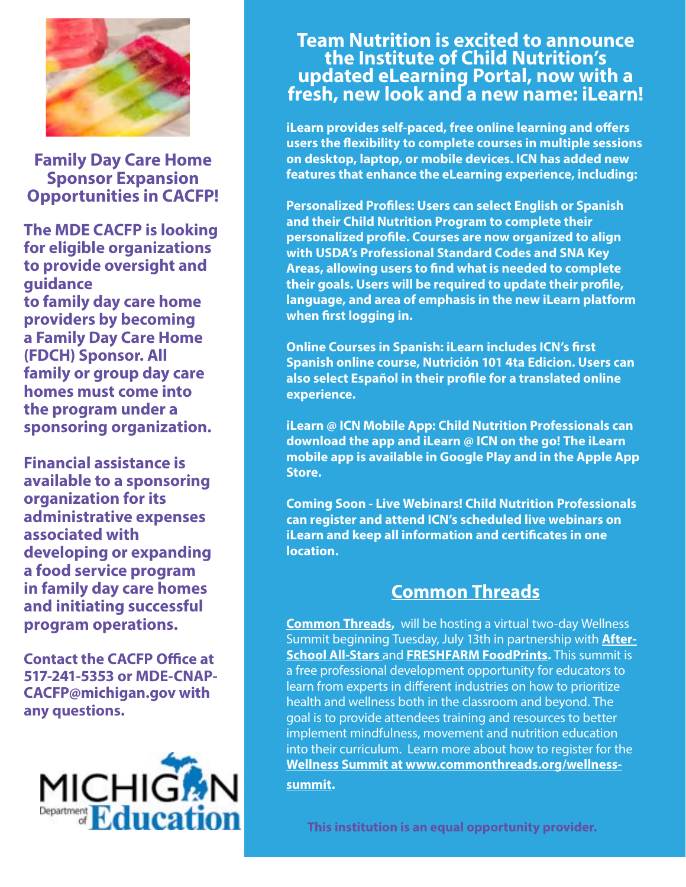## Family Day Care Home Sponsor Expansion Opportunities in CACFP!

**The MDE CACFP is looking for eligible organizations to provide oversight and guidance to family day care home providers by becoming a Family Day Care Home (FDCH) Sponsor. All family or group day care homes must come into the program under a sponsoring organization.**

**Financial assistance is available to a sponsoring organization for its administrative expenses associated with developing or expanding a food service program in family day care homes and initiating successful program operations.**

**Contact the CACFP Office at 517-241-5353 or MDE-CNAP-CACFP@michigan.gov with any questions.**

MICHIGAN Department of Education

## Team Nutrition is excited to announce the Institute of Child Nutrition's updated eLearning Portal, now with a fresh, new look and a new name: iLearn!

**iLearn provides self-paced, free online learning and offers users the flexibility to complete courses in multiple sessions on desktop, laptop, or mobile devices. ICN has added new features that enhance the eLearning experience, including:**

**Personalized Profiles: Users can select English or Spanish and their Child Nutrition Program to complete their personalized profile. Courses are now organized to align with USDA's Professional Standard Codes and SNA Key Areas, allowing users to find what is needed to complete their goals. Users will be required to update their profile, language, and area of emphasis in the new iLearn platform when first logging in.**

**Online Courses in Spanish: iLearn includes ICN's first Spanish online course, Nutrición 101 4ta Edicion. Users can also select Español in their profile for a translated online experience.**

**iLearn @ ICN Mobile App: Child Nutrition Professionals can download the app and iLearn @ ICN on the go! The iLearn mobile app is available in Google Play and in the Apple App Store.**

**Coming Soon - Live Webinars! Child Nutrition Professionals can register and attend ICN's scheduled live webinars on iLearn and keep all information and certificates in one location.**

## Common Threads

**Common Threads,** will be hosting a virtual two-day Wellness Summit beginning Tuesday, July 13th in partnership with **After-School All-Stars** and **FRESHFARM FoodPrints.** This summit is a free professional development opportunity for educators to learn from experts in different industries on how to prioritize health and wellness both in the classroom and beyond. The goal is to provide attendees training and resources to better implement mindfulness, movement and nutrition education into their curriculum. Learn more about how to register for the **Wellness Summit at www.commonthreads.org/wellness-summit.**

**This institution is an equal opportunity provider.**